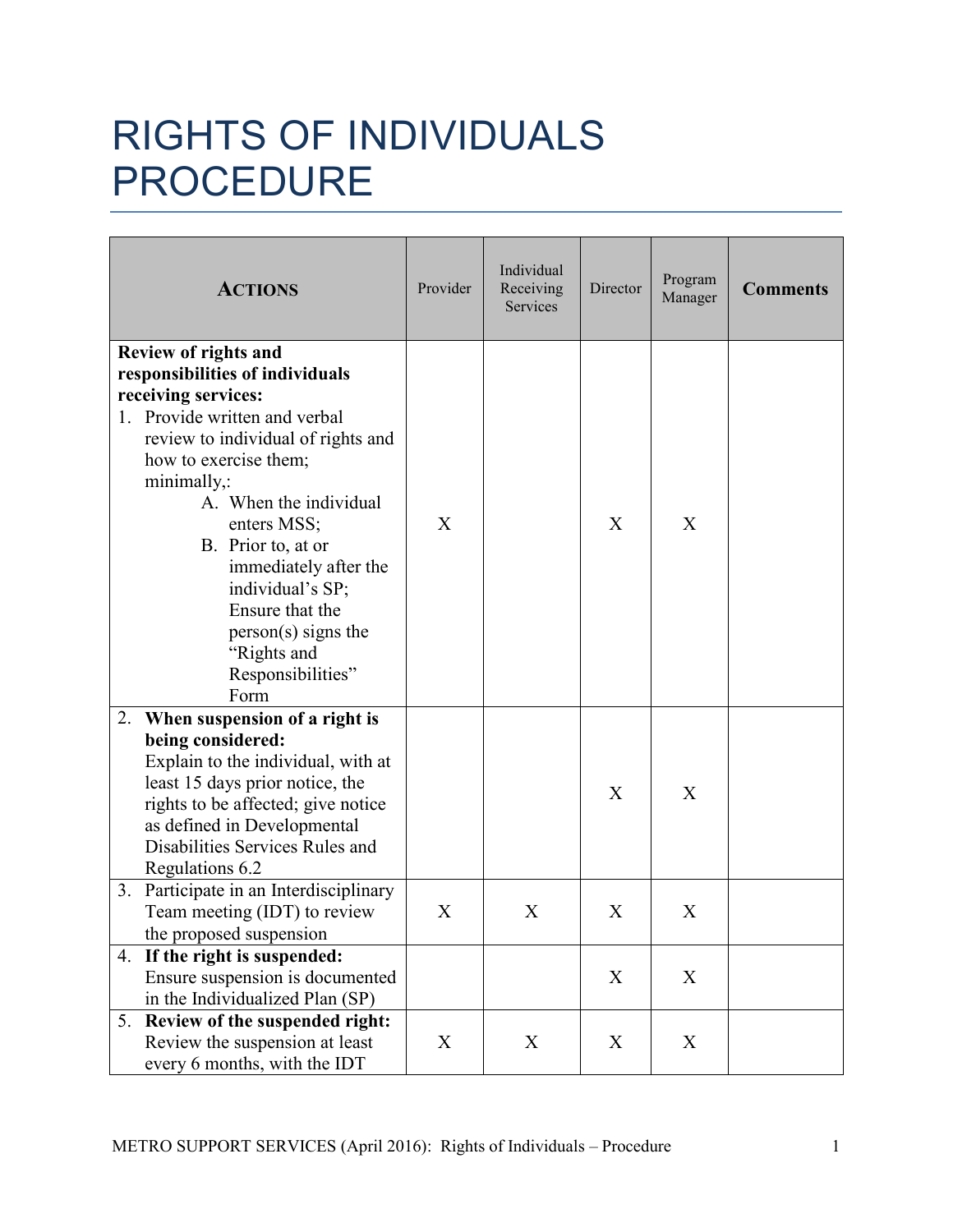# RIGHTS OF INDIVIDUALS PROCEDURE

| **ACTIONS** | Provider | Individual Receiving Services | Director | Program Manager | **Comments** |
|---|---|---|---|---|---|
| **Review of rights and responsibilities of individuals receiving services:**<br>1. Provide written and verbal review to individual of rights and how to exercise them; minimally,:<br>A. When the individual enters MSS;<br>B. Prior to, at or immediately after the individual's SP; Ensure that the person(s) signs the "Rights and Responsibilities" Form | X | | X | X | |
| 2. **When suspension of a right is being considered:** Explain to the individual, with at least 15 days prior notice, the rights to be affected; give notice as defined in Developmental Disabilities Services Rules and Regulations 6.2 | | | X | X | |
| 3. Participate in an Interdisciplinary Team meeting (IDT) to review the proposed suspension | X | X | X | X | |
| 4. **If the right is suspended:** Ensure suspension is documented in the Individualized Plan (SP) | | | X | X | |
| 5. **Review of the suspended right:** Review the suspension at least every 6 months, with the IDT | X | X | X | X | |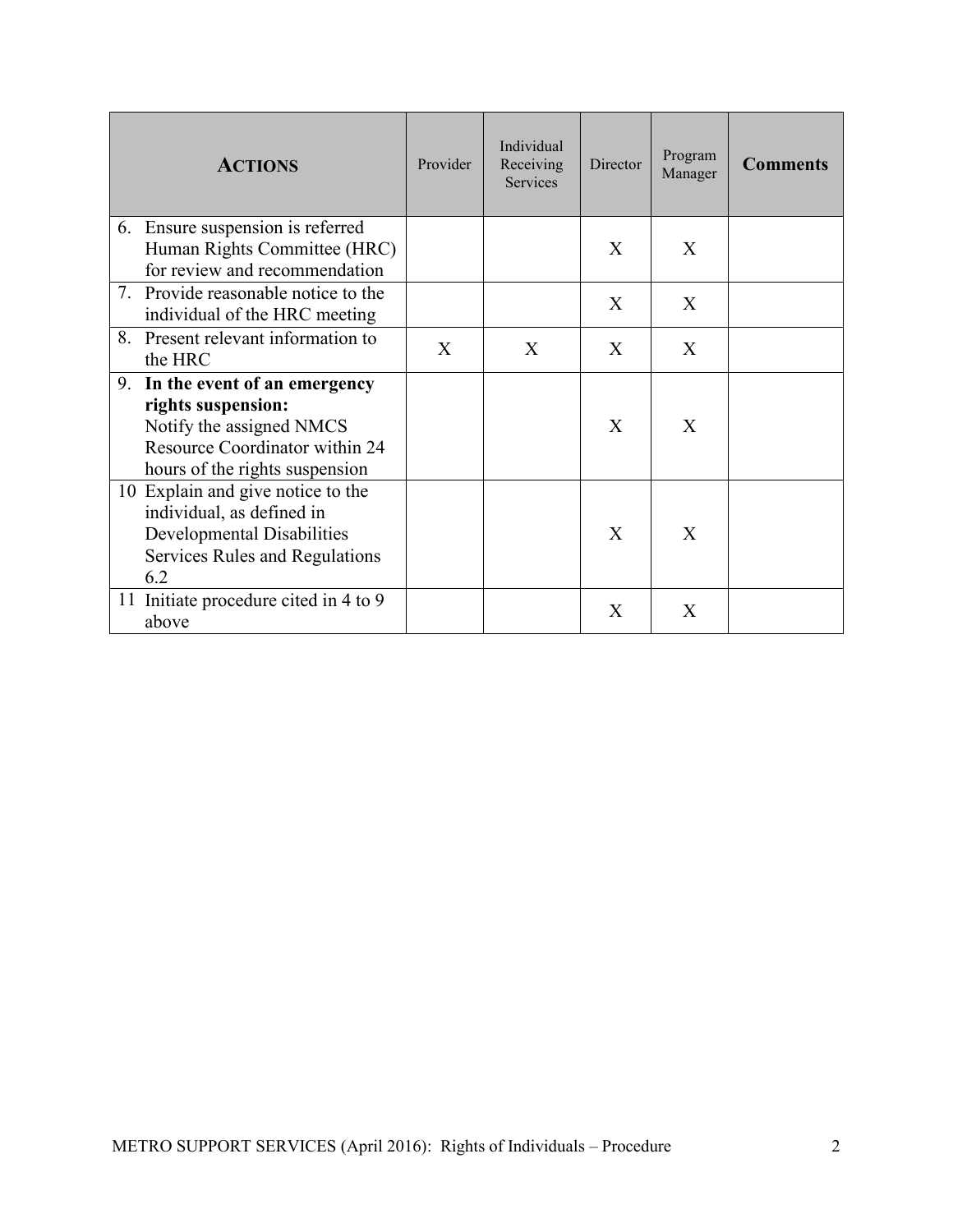| **ACTIONS** | Provider | Individual Receiving Services | Director | Program Manager | **Comments** |
|---|---|---|---|---|---|
| 6. Ensure suspension is referred Human Rights Committee (HRC) for review and recommendation | | | X | X | |
| 7. Provide reasonable notice to the individual of the HRC meeting | | | X | X | |
| 8. Present relevant information to the HRC | X | X | X | X | |
| 9. **In the event of an emergency rights suspension:** Notify the assigned NMCS Resource Coordinator within 24 hours of the rights suspension | | | X | X | |
| 10 Explain and give notice to the individual, as defined in Developmental Disabilities Services Rules and Regulations 6.2 | | | X | X | |
| 11 Initiate procedure cited in 4 to 9 above | | | X | X | |